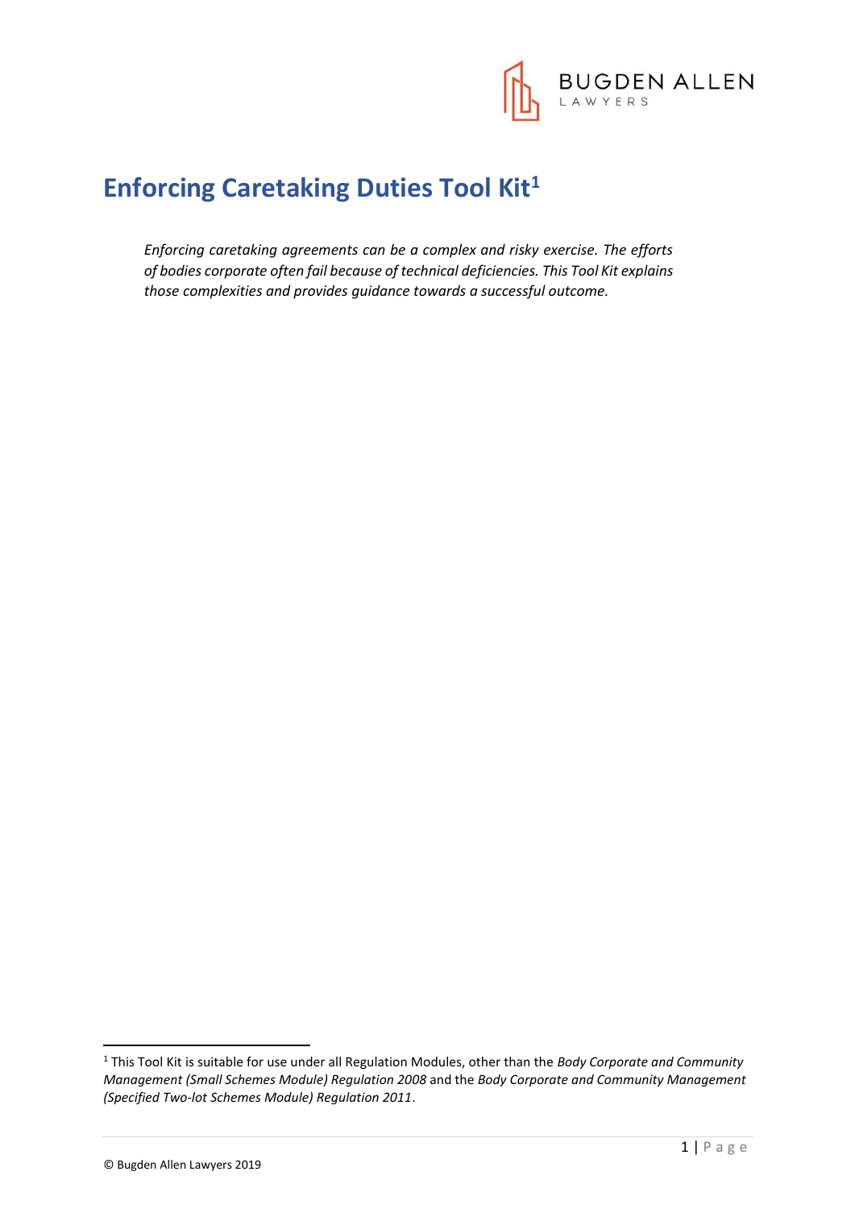# Enforcing Caretaking Duties Tool Kit[1]

*Enforcing caretaking agreements can be a complex and risky exercise. The efforts of bodies corporate often fail because of technical deficiencies. This Tool Kit explains those complexities and provides guidance towards a successful outcome.*

[1] This Tool Kit is suitable for use under all Regulation Modules, other than the *Body Corporate and Community Management (Small Schemes Module) Regulation 2008* and the *Body Corporate and Community Management (Specified Two-lot Schemes Module) Regulation 2011*.

© Bugden Allen Lawyers 2019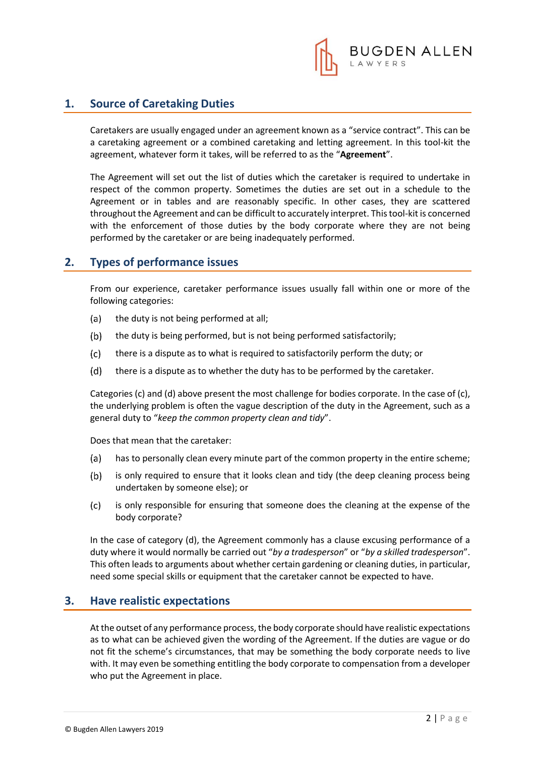## 1. Source of Caretaking Duties

Caretakers are usually engaged under an agreement known as a "service contract". This can be a caretaking agreement or a combined caretaking and letting agreement. In this tool-kit the agreement, whatever form it takes, will be referred to as the "**Agreement**".

The Agreement will set out the list of duties which the caretaker is required to undertake in respect of the common property. Sometimes the duties are set out in a schedule to the Agreement or in tables and are reasonably specific. In other cases, they are scattered throughout the Agreement and can be difficult to accurately interpret. This tool-kit is concerned with the enforcement of those duties by the body corporate where they are not being performed by the caretaker or are being inadequately performed.

## 2. Types of performance issues

From our experience, caretaker performance issues usually fall within one or more of the following categories:

(a) the duty is not being performed at all;

(b) the duty is being performed, but is not being performed satisfactorily;

(c) there is a dispute as to what is required to satisfactorily perform the duty; or

(d) there is a dispute as to whether the duty has to be performed by the caretaker.

Categories (c) and (d) above present the most challenge for bodies corporate. In the case of (c), the underlying problem is often the vague description of the duty in the Agreement, such as a general duty to "*keep the common property clean and tidy*".

Does that mean that the caretaker:

(a) has to personally clean every minute part of the common property in the entire scheme;

(b) is only required to ensure that it looks clean and tidy (the deep cleaning process being undertaken by someone else); or

(c) is only responsible for ensuring that someone does the cleaning at the expense of the body corporate?

In the case of category (d), the Agreement commonly has a clause excusing performance of a duty where it would normally be carried out "*by a tradesperson*" or "*by a skilled tradesperson*". This often leads to arguments about whether certain gardening or cleaning duties, in particular, need some special skills or equipment that the caretaker cannot be expected to have.

## 3. Have realistic expectations

At the outset of any performance process, the body corporate should have realistic expectations as to what can be achieved given the wording of the Agreement. If the duties are vague or do not fit the scheme's circumstances, that may be something the body corporate needs to live with. It may even be something entitling the body corporate to compensation from a developer who put the Agreement in place.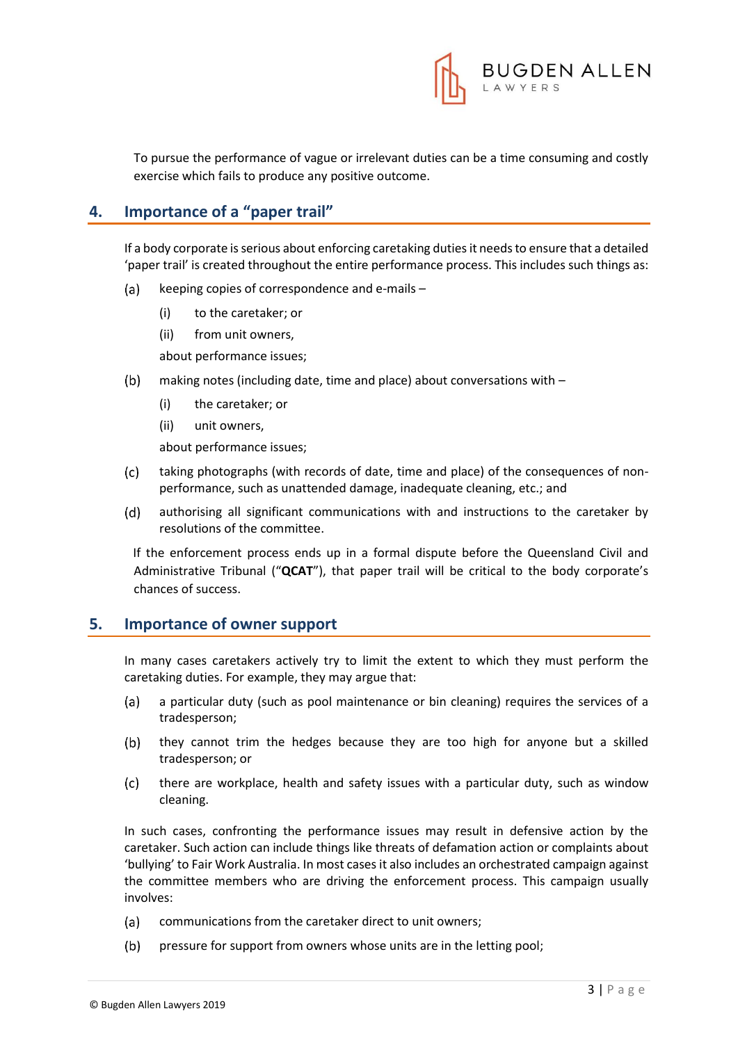To pursue the performance of vague or irrelevant duties can be a time consuming and costly exercise which fails to produce any positive outcome.

## 4. Importance of a "paper trail"

If a body corporate is serious about enforcing caretaking duties it needs to ensure that a detailed 'paper trail' is created throughout the entire performance process. This includes such things as:

(a) keeping copies of correspondence and e-mails –

  (i) to the caretaker; or

  (ii) from unit owners,

  about performance issues;

(b) making notes (including date, time and place) about conversations with –

  (i) the caretaker; or

  (ii) unit owners,

  about performance issues;

(c) taking photographs (with records of date, time and place) of the consequences of non-performance, such as unattended damage, inadequate cleaning, etc.; and

(d) authorising all significant communications with and instructions to the caretaker by resolutions of the committee.

If the enforcement process ends up in a formal dispute before the Queensland Civil and Administrative Tribunal ("**QCAT**"), that paper trail will be critical to the body corporate's chances of success.

## 5. Importance of owner support

In many cases caretakers actively try to limit the extent to which they must perform the caretaking duties. For example, they may argue that:

(a) a particular duty (such as pool maintenance or bin cleaning) requires the services of a tradesperson;

(b) they cannot trim the hedges because they are too high for anyone but a skilled tradesperson; or

(c) there are workplace, health and safety issues with a particular duty, such as window cleaning.

In such cases, confronting the performance issues may result in defensive action by the caretaker. Such action can include things like threats of defamation action or complaints about 'bullying' to Fair Work Australia. In most cases it also includes an orchestrated campaign against the committee members who are driving the enforcement process. This campaign usually involves:

(a) communications from the caretaker direct to unit owners;

(b) pressure for support from owners whose units are in the letting pool;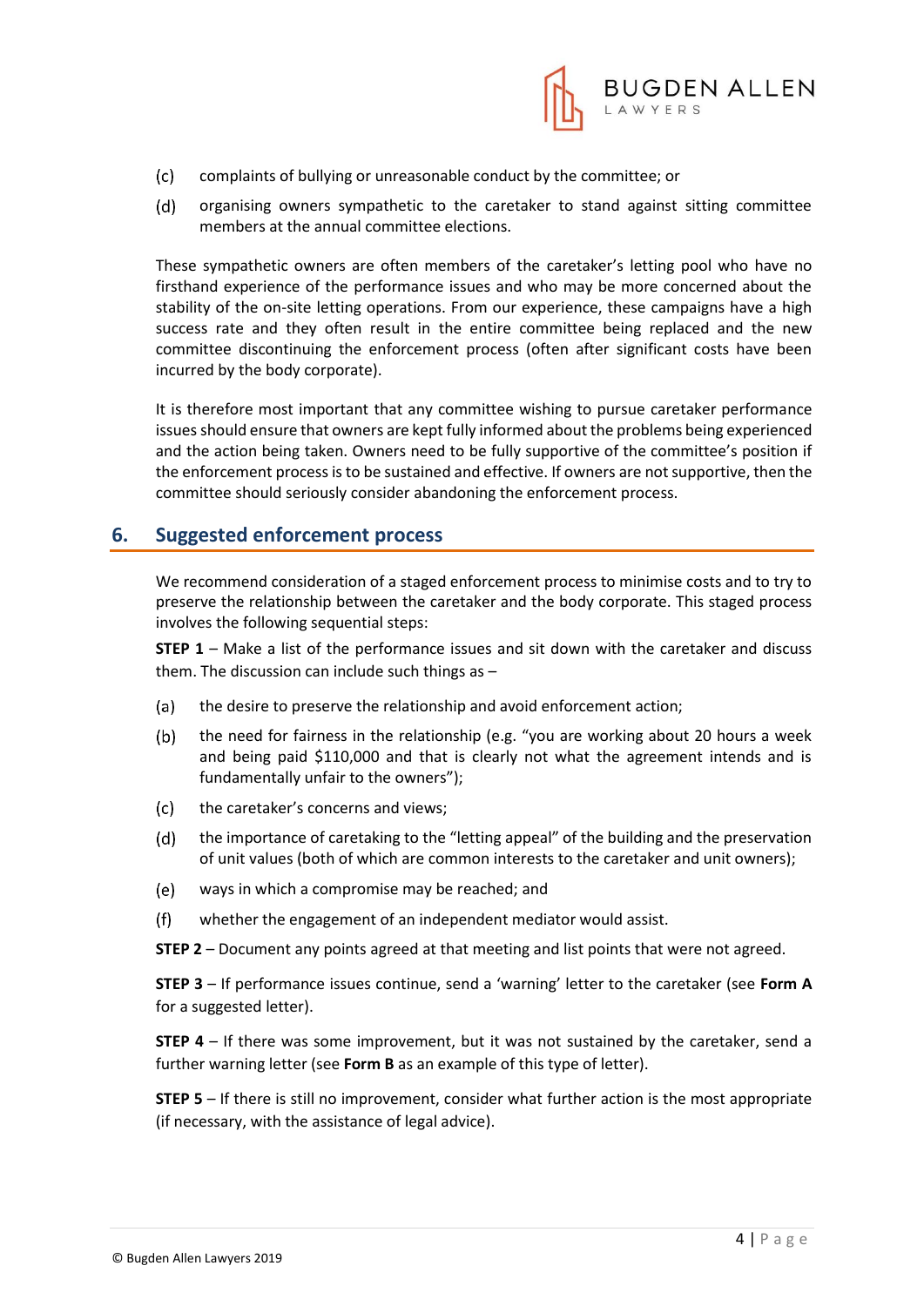(c) complaints of bullying or unreasonable conduct by the committee; or

(d) organising owners sympathetic to the caretaker to stand against sitting committee members at the annual committee elections.

These sympathetic owners are often members of the caretaker's letting pool who have no firsthand experience of the performance issues and who may be more concerned about the stability of the on-site letting operations. From our experience, these campaigns have a high success rate and they often result in the entire committee being replaced and the new committee discontinuing the enforcement process (often after significant costs have been incurred by the body corporate).

It is therefore most important that any committee wishing to pursue caretaker performance issues should ensure that owners are kept fully informed about the problems being experienced and the action being taken. Owners need to be fully supportive of the committee's position if the enforcement process is to be sustained and effective. If owners are not supportive, then the committee should seriously consider abandoning the enforcement process.

## 6. Suggested enforcement process

We recommend consideration of a staged enforcement process to minimise costs and to try to preserve the relationship between the caretaker and the body corporate. This staged process involves the following sequential steps:

**STEP 1** – Make a list of the performance issues and sit down with the caretaker and discuss them. The discussion can include such things as –

(a) the desire to preserve the relationship and avoid enforcement action;

(b) the need for fairness in the relationship (e.g. "you are working about 20 hours a week and being paid $110,000 and that is clearly not what the agreement intends and is fundamentally unfair to the owners");

(c) the caretaker's concerns and views;

(d) the importance of caretaking to the "letting appeal" of the building and the preservation of unit values (both of which are common interests to the caretaker and unit owners);

(e) ways in which a compromise may be reached; and

(f) whether the engagement of an independent mediator would assist.

**STEP 2** – Document any points agreed at that meeting and list points that were not agreed.

**STEP 3** – If performance issues continue, send a 'warning' letter to the caretaker (see **Form A** for a suggested letter).

**STEP 4** – If there was some improvement, but it was not sustained by the caretaker, send a further warning letter (see **Form B** as an example of this type of letter).

**STEP 5** – If there is still no improvement, consider what further action is the most appropriate (if necessary, with the assistance of legal advice).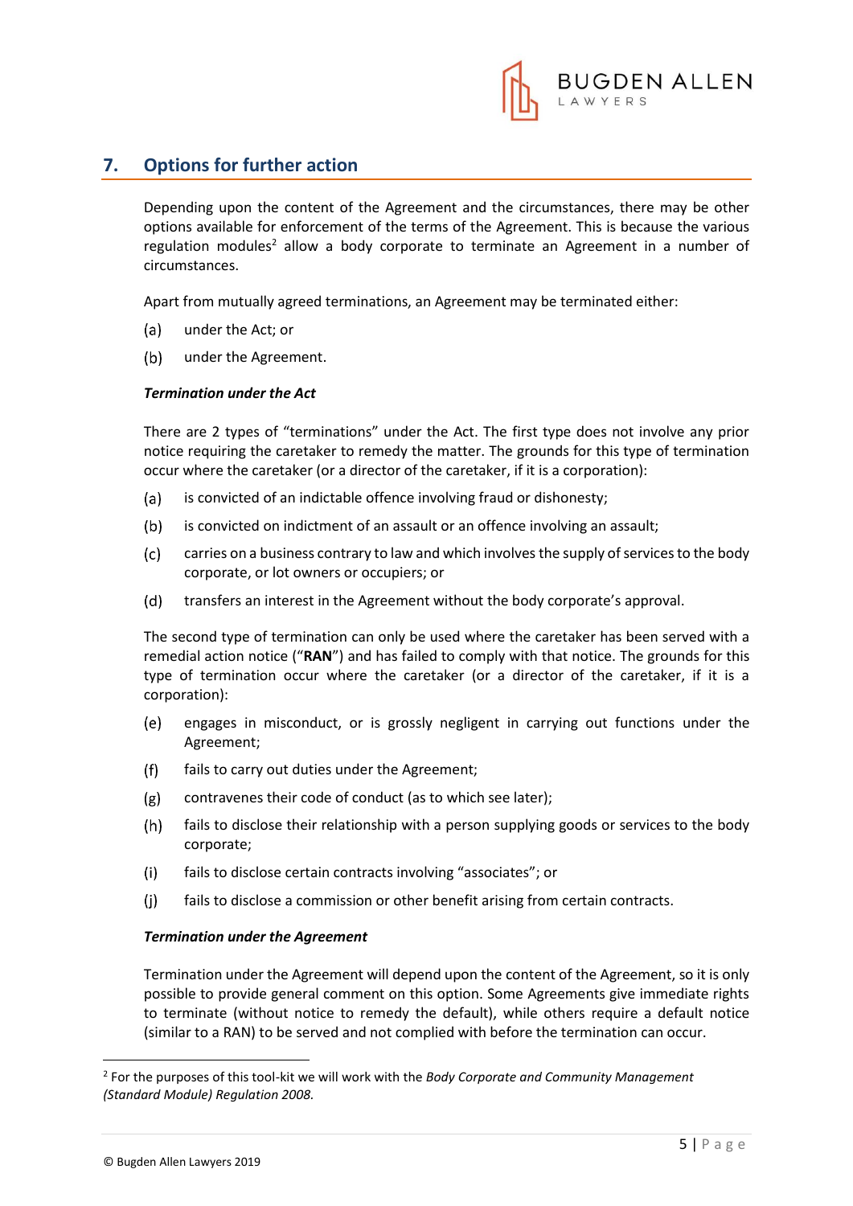## 7. Options for further action

Depending upon the content of the Agreement and the circumstances, there may be other options available for enforcement of the terms of the Agreement. This is because the various regulation modules[2] allow a body corporate to terminate an Agreement in a number of circumstances.

Apart from mutually agreed terminations, an Agreement may be terminated either:

(a) under the Act; or

(b) under the Agreement.

***Termination under the Act***

There are 2 types of "terminations" under the Act. The first type does not involve any prior notice requiring the caretaker to remedy the matter. The grounds for this type of termination occur where the caretaker (or a director of the caretaker, if it is a corporation):

(a) is convicted of an indictable offence involving fraud or dishonesty;

(b) is convicted on indictment of an assault or an offence involving an assault;

(c) carries on a business contrary to law and which involves the supply of services to the body corporate, or lot owners or occupiers; or

(d) transfers an interest in the Agreement without the body corporate's approval.

The second type of termination can only be used where the caretaker has been served with a remedial action notice ("**RAN**") and has failed to comply with that notice. The grounds for this type of termination occur where the caretaker (or a director of the caretaker, if it is a corporation):

(e) engages in misconduct, or is grossly negligent in carrying out functions under the Agreement;

(f) fails to carry out duties under the Agreement;

(g) contravenes their code of conduct (as to which see later);

(h) fails to disclose their relationship with a person supplying goods or services to the body corporate;

(i) fails to disclose certain contracts involving "associates"; or

(j) fails to disclose a commission or other benefit arising from certain contracts.

***Termination under the Agreement***

Termination under the Agreement will depend upon the content of the Agreement, so it is only possible to provide general comment on this option. Some Agreements give immediate rights to terminate (without notice to remedy the default), while others require a default notice (similar to a RAN) to be served and not complied with before the termination can occur.

---

[2] For the purposes of this tool-kit we will work with the *Body Corporate and Community Management (Standard Module) Regulation 2008.*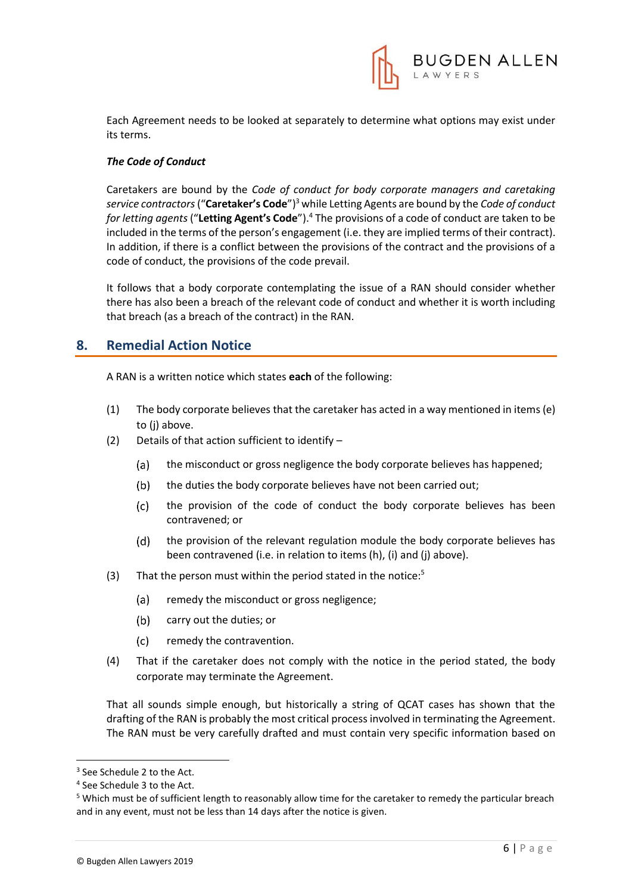Each Agreement needs to be looked at separately to determine what options may exist under its terms.

***The Code of Conduct***

Caretakers are bound by the *Code of conduct for body corporate managers and caretaking service contractors* ("**Caretaker's Code**")[3] while Letting Agents are bound by the *Code of conduct for letting agents* ("**Letting Agent's Code**").[4] The provisions of a code of conduct are taken to be included in the terms of the person's engagement (i.e. they are implied terms of their contract). In addition, if there is a conflict between the provisions of the contract and the provisions of a code of conduct, the provisions of the code prevail.

It follows that a body corporate contemplating the issue of a RAN should consider whether there has also been a breach of the relevant code of conduct and whether it is worth including that breach (as a breach of the contract) in the RAN.

## 8. Remedial Action Notice

A RAN is a written notice which states **each** of the following:

(1) The body corporate believes that the caretaker has acted in a way mentioned in items (e) to (j) above.

(2) Details of that action sufficient to identify –

  (a) the misconduct or gross negligence the body corporate believes has happened;

  (b) the duties the body corporate believes have not been carried out;

  (c) the provision of the code of conduct the body corporate believes has been contravened; or

  (d) the provision of the relevant regulation module the body corporate believes has been contravened (i.e. in relation to items (h), (i) and (j) above).

(3) That the person must within the period stated in the notice:[5]

  (a) remedy the misconduct or gross negligence;

  (b) carry out the duties; or

  (c) remedy the contravention.

(4) That if the caretaker does not comply with the notice in the period stated, the body corporate may terminate the Agreement.

That all sounds simple enough, but historically a string of QCAT cases has shown that the drafting of the RAN is probably the most critical process involved in terminating the Agreement. The RAN must be very carefully drafted and must contain very specific information based on

---

[3] See Schedule 2 to the Act.

[4] See Schedule 3 to the Act.

[5] Which must be of sufficient length to reasonably allow time for the caretaker to remedy the particular breach and in any event, must not be less than 14 days after the notice is given.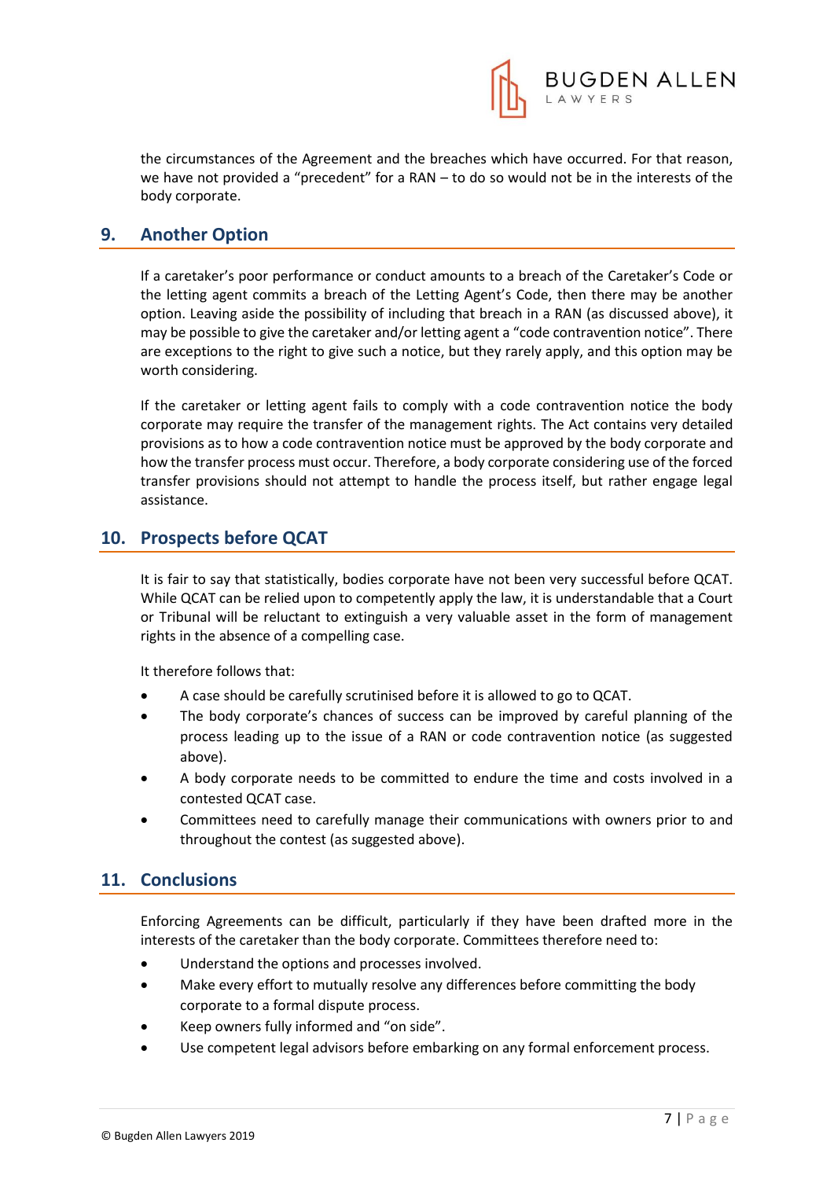the circumstances of the Agreement and the breaches which have occurred. For that reason, we have not provided a "precedent" for a RAN – to do so would not be in the interests of the body corporate.

## 9. Another Option

If a caretaker's poor performance or conduct amounts to a breach of the Caretaker's Code or the letting agent commits a breach of the Letting Agent's Code, then there may be another option. Leaving aside the possibility of including that breach in a RAN (as discussed above), it may be possible to give the caretaker and/or letting agent a "code contravention notice". There are exceptions to the right to give such a notice, but they rarely apply, and this option may be worth considering.

If the caretaker or letting agent fails to comply with a code contravention notice the body corporate may require the transfer of the management rights. The Act contains very detailed provisions as to how a code contravention notice must be approved by the body corporate and how the transfer process must occur. Therefore, a body corporate considering use of the forced transfer provisions should not attempt to handle the process itself, but rather engage legal assistance.

## 10. Prospects before QCAT

It is fair to say that statistically, bodies corporate have not been very successful before QCAT. While QCAT can be relied upon to competently apply the law, it is understandable that a Court or Tribunal will be reluctant to extinguish a very valuable asset in the form of management rights in the absence of a compelling case.

It therefore follows that:

- A case should be carefully scrutinised before it is allowed to go to QCAT.
- The body corporate's chances of success can be improved by careful planning of the process leading up to the issue of a RAN or code contravention notice (as suggested above).
- A body corporate needs to be committed to endure the time and costs involved in a contested QCAT case.
- Committees need to carefully manage their communications with owners prior to and throughout the contest (as suggested above).

## 11. Conclusions

Enforcing Agreements can be difficult, particularly if they have been drafted more in the interests of the caretaker than the body corporate. Committees therefore need to:

- Understand the options and processes involved.
- Make every effort to mutually resolve any differences before committing the body corporate to a formal dispute process.
- Keep owners fully informed and "on side".
- Use competent legal advisors before embarking on any formal enforcement process.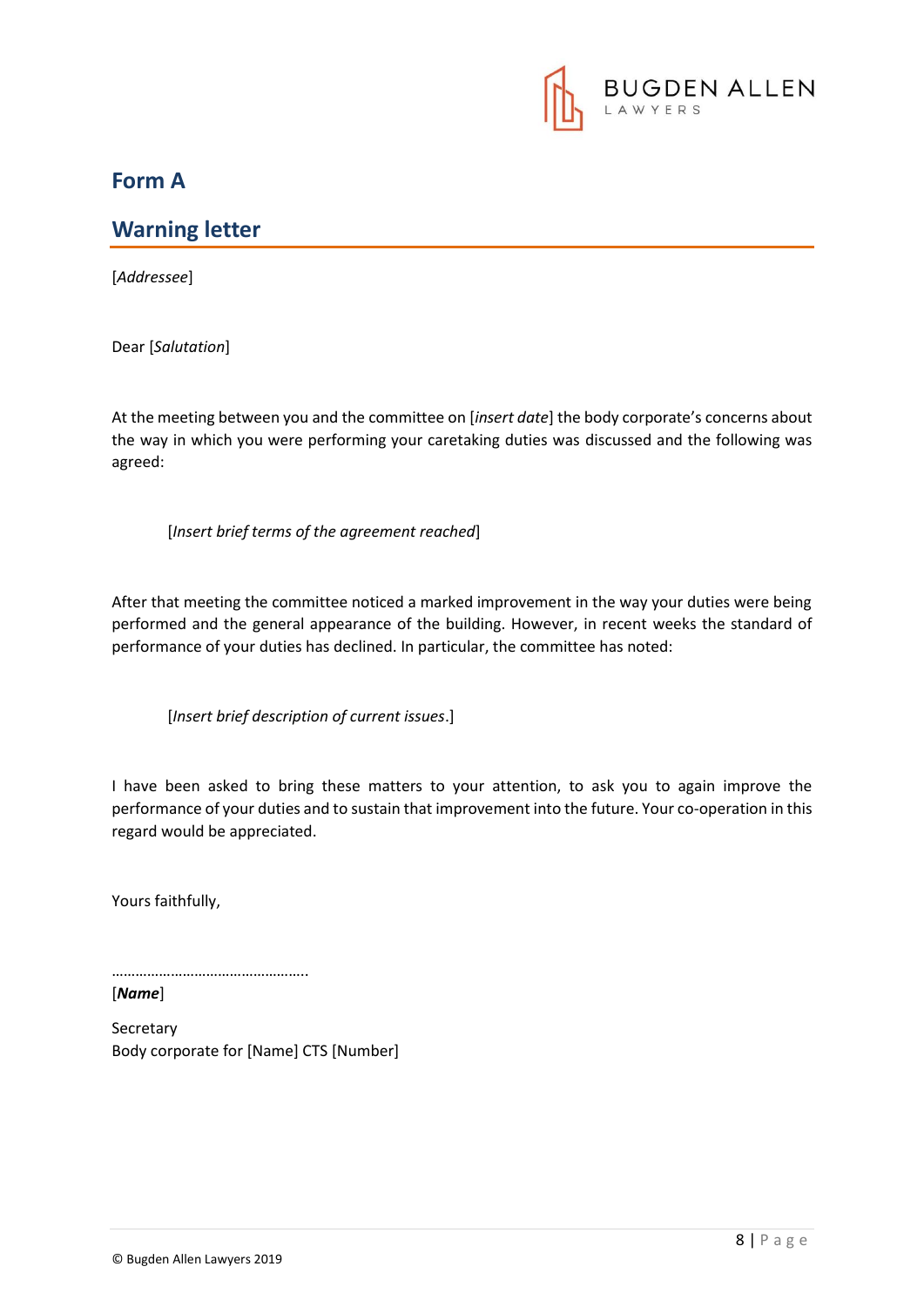## Form A

## Warning letter

[*Addressee*]

Dear [*Salutation*]

At the meeting between you and the committee on [*insert date*] the body corporate's concerns about the way in which you were performing your caretaking duties was discussed and the following was agreed:

> [*Insert brief terms of the agreement reached*]

After that meeting the committee noticed a marked improvement in the way your duties were being performed and the general appearance of the building. However, in recent weeks the standard of performance of your duties has declined. In particular, the committee has noted:

> [*Insert brief description of current issues*.]

I have been asked to bring these matters to your attention, to ask you to again improve the performance of your duties and to sustain that improvement into the future. Your co-operation in this regard would be appreciated.

Yours faithfully,

…………………………………………..

[***Name***]

Secretary
Body corporate for [Name] CTS [Number]

© Bugden Allen Lawyers 2019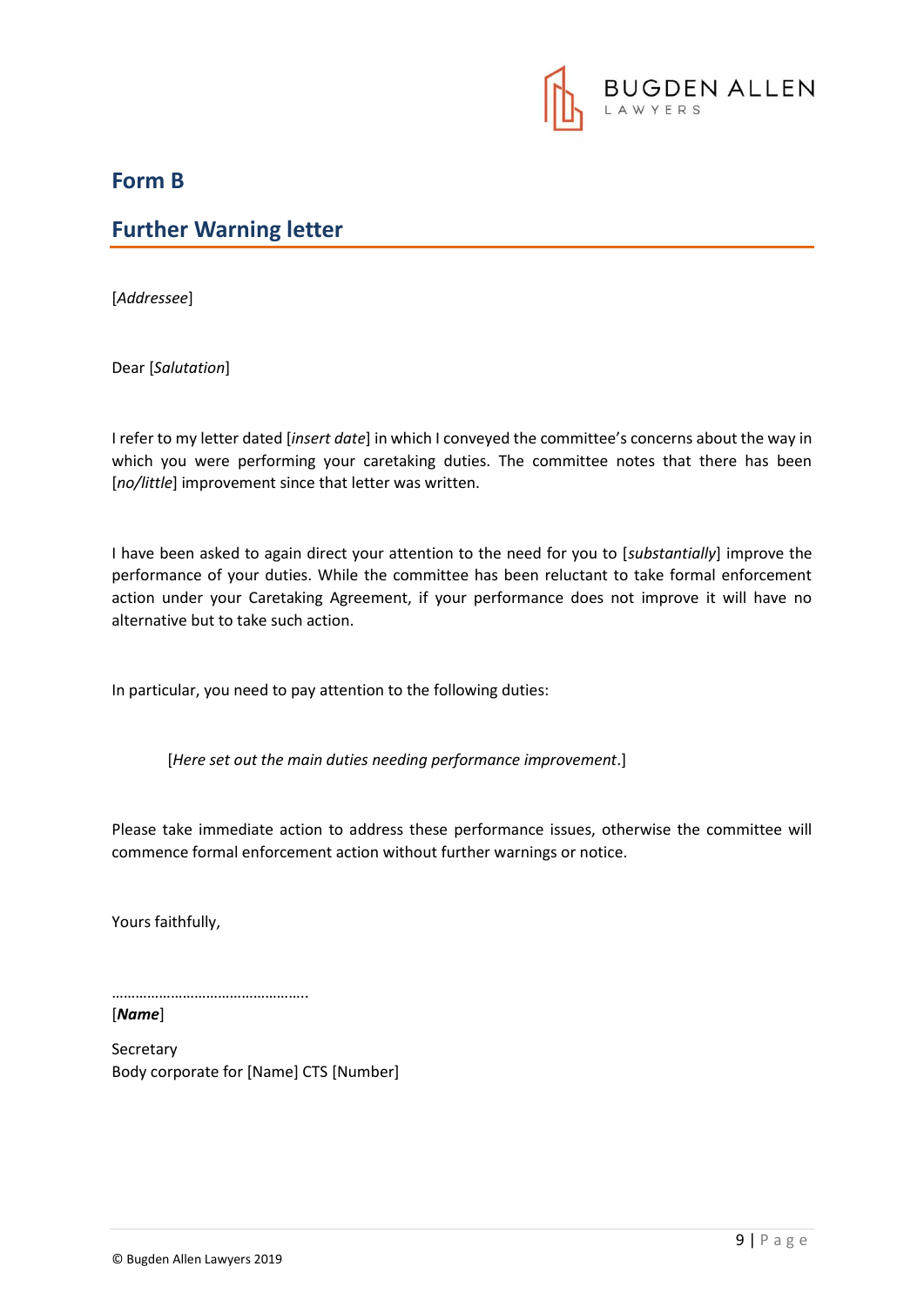## Form B

## Further Warning letter

[*Addressee*]

Dear [*Salutation*]

I refer to my letter dated [*insert date*] in which I conveyed the committee's concerns about the way in which you were performing your caretaking duties. The committee notes that there has been [*no/little*] improvement since that letter was written.

I have been asked to again direct your attention to the need for you to [*substantially*] improve the performance of your duties. While the committee has been reluctant to take formal enforcement action under your Caretaking Agreement, if your performance does not improve it will have no alternative but to take such action.

In particular, you need to pay attention to the following duties:

> [*Here set out the main duties needing performance improvement*.]

Please take immediate action to address these performance issues, otherwise the committee will commence formal enforcement action without further warnings or notice.

Yours faithfully,

…………………………………………..
[***Name***]

Secretary
Body corporate for [Name] CTS [Number]

© Bugden Allen Lawyers 2019